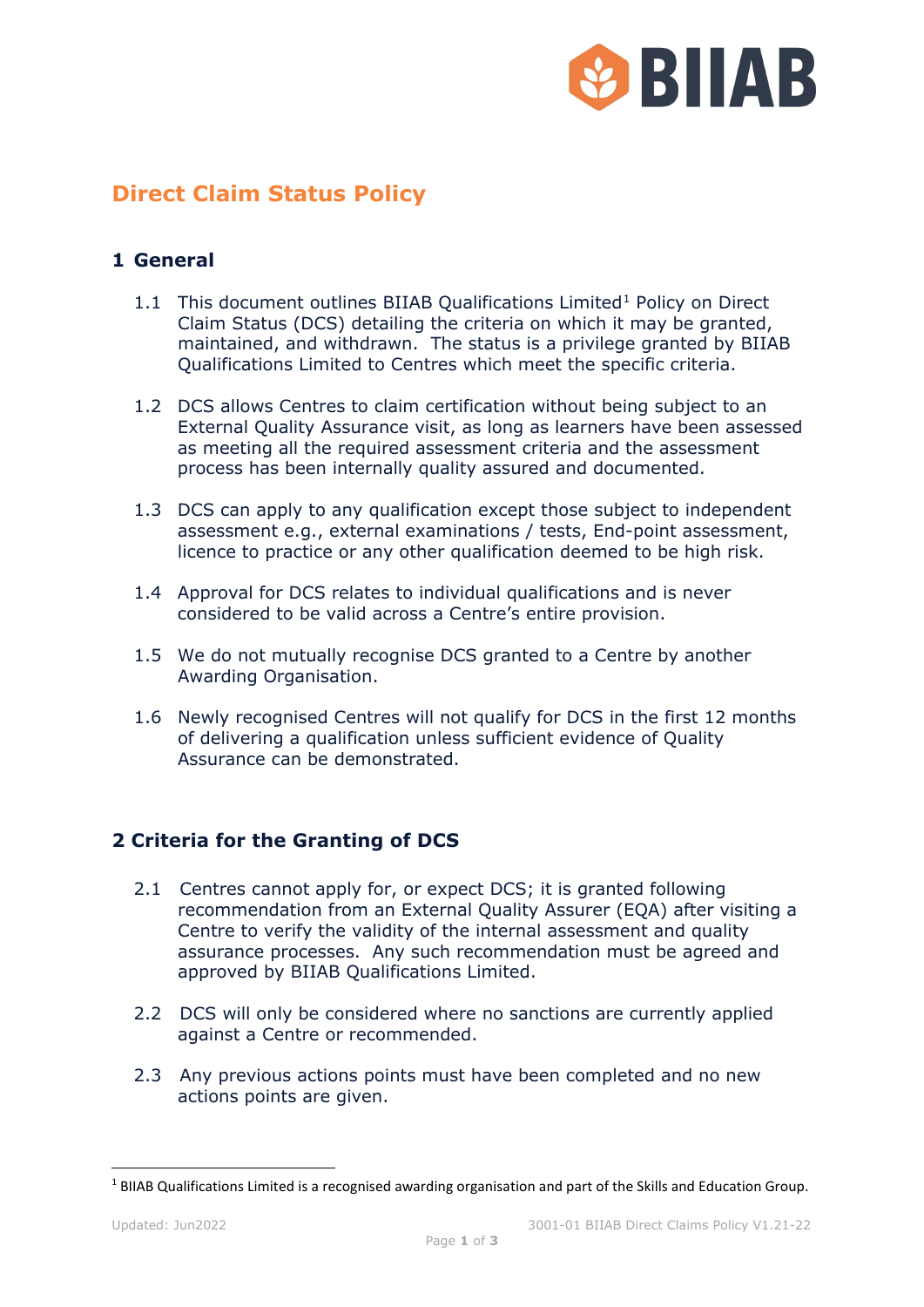# Direct Claim Status Policy

## 1 General

1.1 This document outlines BIIAB Qualifications Limited[1] Policy on Direct Claim Status (DCS) detailing the criteria on which it may be granted, maintained, and withdrawn. The status is a privilege granted by BIIAB Qualifications Limited to Centres which meet the specific criteria.

1.2 DCS allows Centres to claim certification without being subject to an External Quality Assurance visit, as long as learners have been assessed as meeting all the required assessment criteria and the assessment process has been internally quality assured and documented.

1.3 DCS can apply to any qualification except those subject to independent assessment e.g., external examinations / tests, End-point assessment, licence to practice or any other qualification deemed to be high risk.

1.4 Approval for DCS relates to individual qualifications and is never considered to be valid across a Centre's entire provision.

1.5 We do not mutually recognise DCS granted to a Centre by another Awarding Organisation.

1.6 Newly recognised Centres will not qualify for DCS in the first 12 months of delivering a qualification unless sufficient evidence of Quality Assurance can be demonstrated.

## 2 Criteria for the Granting of DCS

2.1 Centres cannot apply for, or expect DCS; it is granted following recommendation from an External Quality Assurer (EQA) after visiting a Centre to verify the validity of the internal assessment and quality assurance processes. Any such recommendation must be agreed and approved by BIIAB Qualifications Limited.

2.2 DCS will only be considered where no sanctions are currently applied against a Centre or recommended.

2.3 Any previous actions points must have been completed and no new actions points are given.

---

[1] BIIAB Qualifications Limited is a recognised awarding organisation and part of the Skills and Education Group.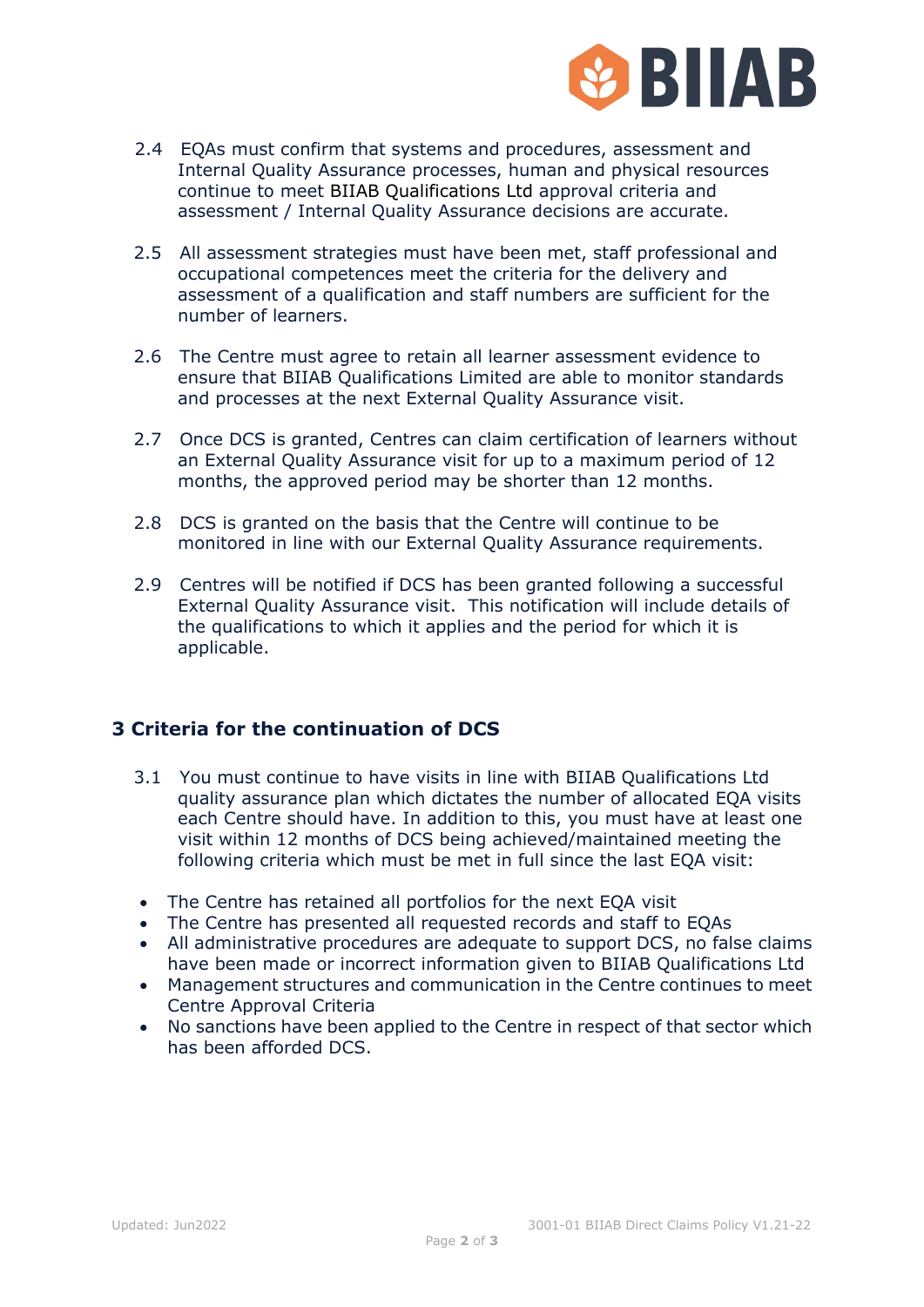2.4 EQAs must confirm that systems and procedures, assessment and Internal Quality Assurance processes, human and physical resources continue to meet BIIAB Qualifications Ltd approval criteria and assessment / Internal Quality Assurance decisions are accurate.

2.5 All assessment strategies must have been met, staff professional and occupational competences meet the criteria for the delivery and assessment of a qualification and staff numbers are sufficient for the number of learners.

2.6 The Centre must agree to retain all learner assessment evidence to ensure that BIIAB Qualifications Limited are able to monitor standards and processes at the next External Quality Assurance visit.

2.7 Once DCS is granted, Centres can claim certification of learners without an External Quality Assurance visit for up to a maximum period of 12 months, the approved period may be shorter than 12 months.

2.8 DCS is granted on the basis that the Centre will continue to be monitored in line with our External Quality Assurance requirements.

2.9 Centres will be notified if DCS has been granted following a successful External Quality Assurance visit. This notification will include details of the qualifications to which it applies and the period for which it is applicable.

## 3 Criteria for the continuation of DCS

3.1 You must continue to have visits in line with BIIAB Qualifications Ltd quality assurance plan which dictates the number of allocated EQA visits each Centre should have. In addition to this, you must have at least one visit within 12 months of DCS being achieved/maintained meeting the following criteria which must be met in full since the last EQA visit:

- The Centre has retained all portfolios for the next EQA visit
- The Centre has presented all requested records and staff to EQAs
- All administrative procedures are adequate to support DCS, no false claims have been made or incorrect information given to BIIAB Qualifications Ltd
- Management structures and communication in the Centre continues to meet Centre Approval Criteria
- No sanctions have been applied to the Centre in respect of that sector which has been afforded DCS.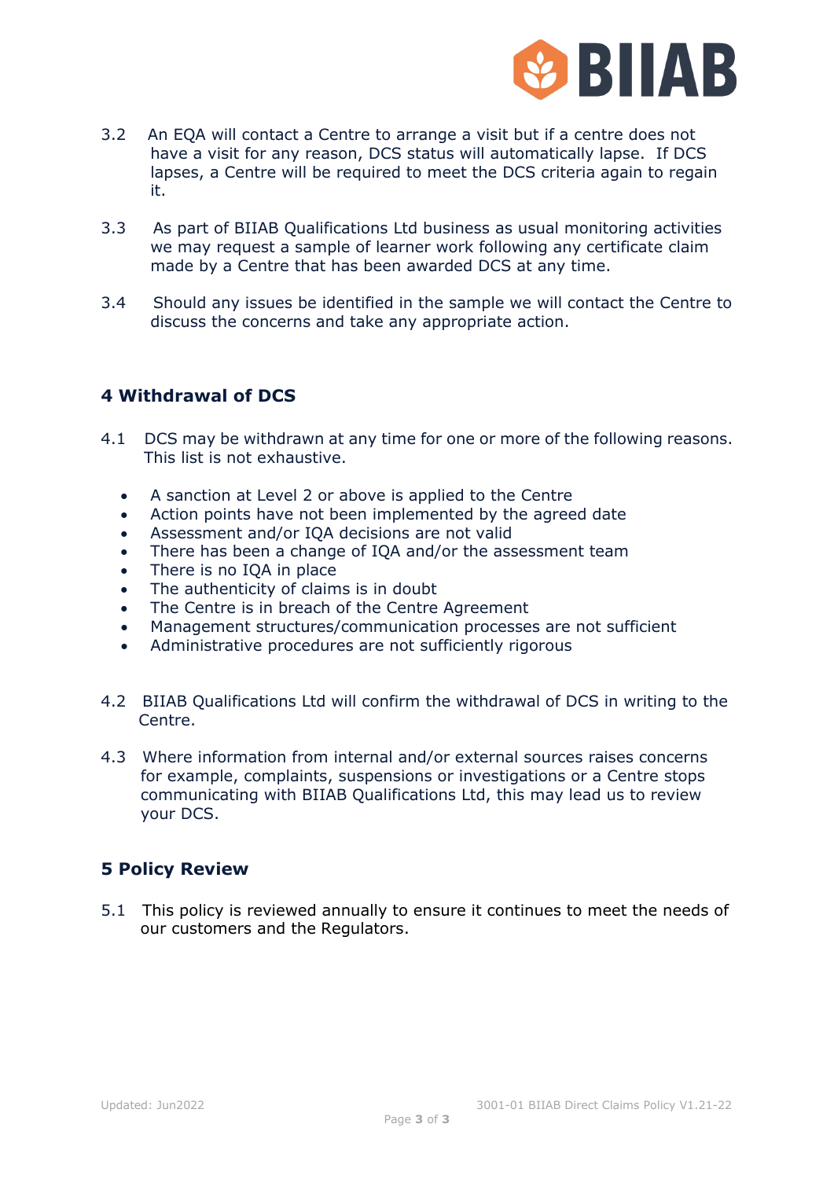3.2 An EQA will contact a Centre to arrange a visit but if a centre does not have a visit for any reason, DCS status will automatically lapse. If DCS lapses, a Centre will be required to meet the DCS criteria again to regain it.

3.3 As part of BIIAB Qualifications Ltd business as usual monitoring activities we may request a sample of learner work following any certificate claim made by a Centre that has been awarded DCS at any time.

3.4 Should any issues be identified in the sample we will contact the Centre to discuss the concerns and take any appropriate action.

## 4 Withdrawal of DCS

4.1 DCS may be withdrawn at any time for one or more of the following reasons. This list is not exhaustive.

- A sanction at Level 2 or above is applied to the Centre
- Action points have not been implemented by the agreed date
- Assessment and/or IQA decisions are not valid
- There has been a change of IQA and/or the assessment team
- There is no IQA in place
- The authenticity of claims is in doubt
- The Centre is in breach of the Centre Agreement
- Management structures/communication processes are not sufficient
- Administrative procedures are not sufficiently rigorous

4.2 BIIAB Qualifications Ltd will confirm the withdrawal of DCS in writing to the Centre.

4.3 Where information from internal and/or external sources raises concerns for example, complaints, suspensions or investigations or a Centre stops communicating with BIIAB Qualifications Ltd, this may lead us to review your DCS.

## 5 Policy Review

5.1 This policy is reviewed annually to ensure it continues to meet the needs of our customers and the Regulators.